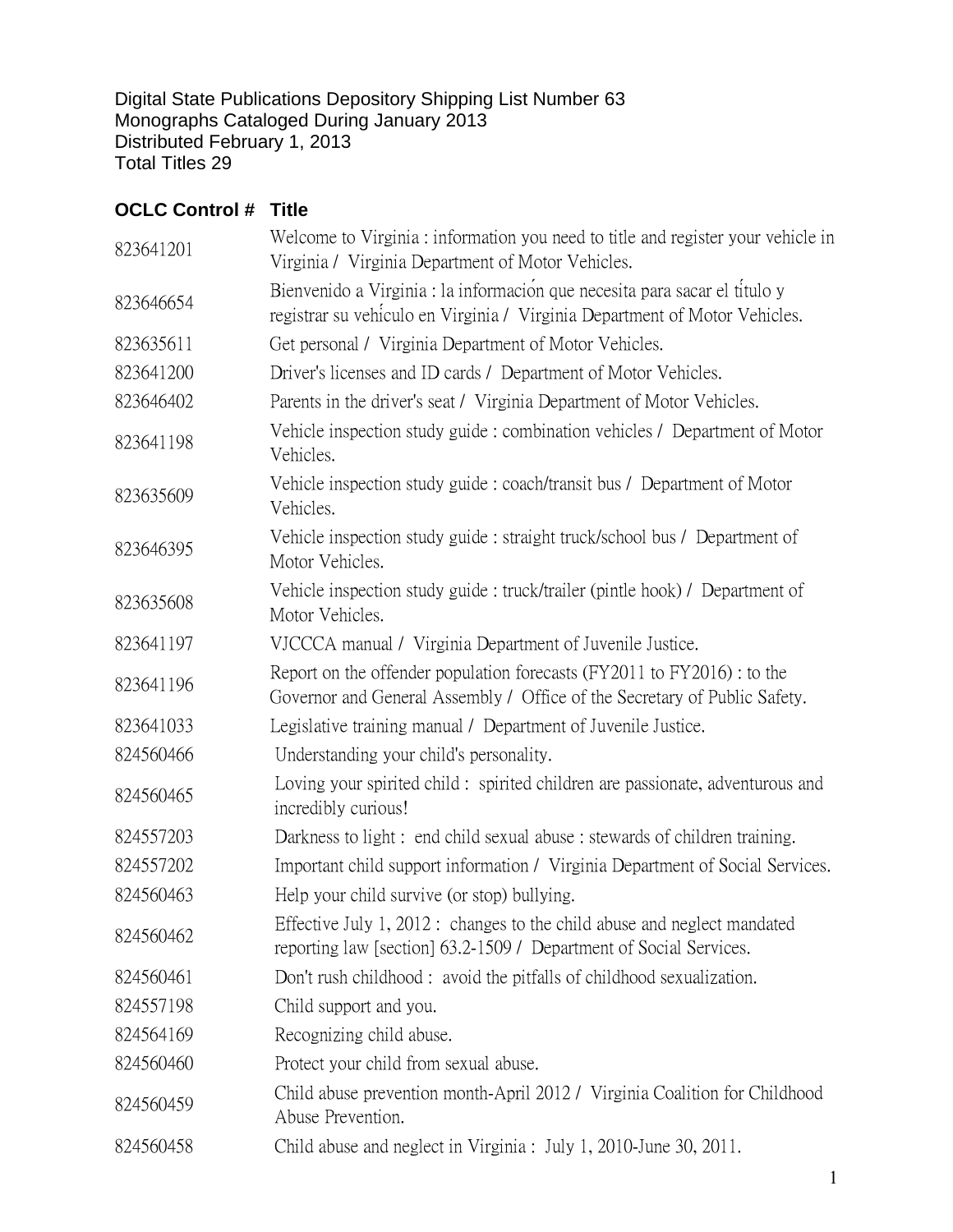Digital State Publications Depository Shipping List Number 63
Monographs Cataloged During January 2013
Distributed February 1, 2013
Total Titles 29

| OCLC Control # | Title |
|---|---|
| 823641201 | Welcome to Virginia : information you need to title and register your vehicle in Virginia / Virginia Department of Motor Vehicles. |
| 823646654 | Bienvenido a Virginia : la información que necesita para sacar el título y registrar su vehículo en Virginia / Virginia Department of Motor Vehicles. |
| 823635611 | Get personal / Virginia Department of Motor Vehicles. |
| 823641200 | Driver's licenses and ID cards / Department of Motor Vehicles. |
| 823646402 | Parents in the driver's seat / Virginia Department of Motor Vehicles. |
| 823641198 | Vehicle inspection study guide : combination vehicles / Department of Motor Vehicles. |
| 823635609 | Vehicle inspection study guide : coach/transit bus / Department of Motor Vehicles. |
| 823646395 | Vehicle inspection study guide : straight truck/school bus / Department of Motor Vehicles. |
| 823635608 | Vehicle inspection study guide : truck/trailer (pintle hook) / Department of Motor Vehicles. |
| 823641197 | VJCCCA manual / Virginia Department of Juvenile Justice. |
| 823641196 | Report on the offender population forecasts (FY2011 to FY2016) : to the Governor and General Assembly / Office of the Secretary of Public Safety. |
| 823641033 | Legislative training manual / Department of Juvenile Justice. |
| 824560466 | Understanding your child's personality. |
| 824560465 | Loving your spirited child : spirited children are passionate, adventurous and incredibly curious! |
| 824557203 | Darkness to light : end child sexual abuse : stewards of children training. |
| 824557202 | Important child support information / Virginia Department of Social Services. |
| 824560463 | Help your child survive (or stop) bullying. |
| 824560462 | Effective July 1, 2012 : changes to the child abuse and neglect mandated reporting law [section] 63.2-1509 / Department of Social Services. |
| 824560461 | Don't rush childhood : avoid the pitfalls of childhood sexualization. |
| 824557198 | Child support and you. |
| 824564169 | Recognizing child abuse. |
| 824560460 | Protect your child from sexual abuse. |
| 824560459 | Child abuse prevention month-April 2012 / Virginia Coalition for Childhood Abuse Prevention. |
| 824560458 | Child abuse and neglect in Virginia : July 1, 2010-June 30, 2011. |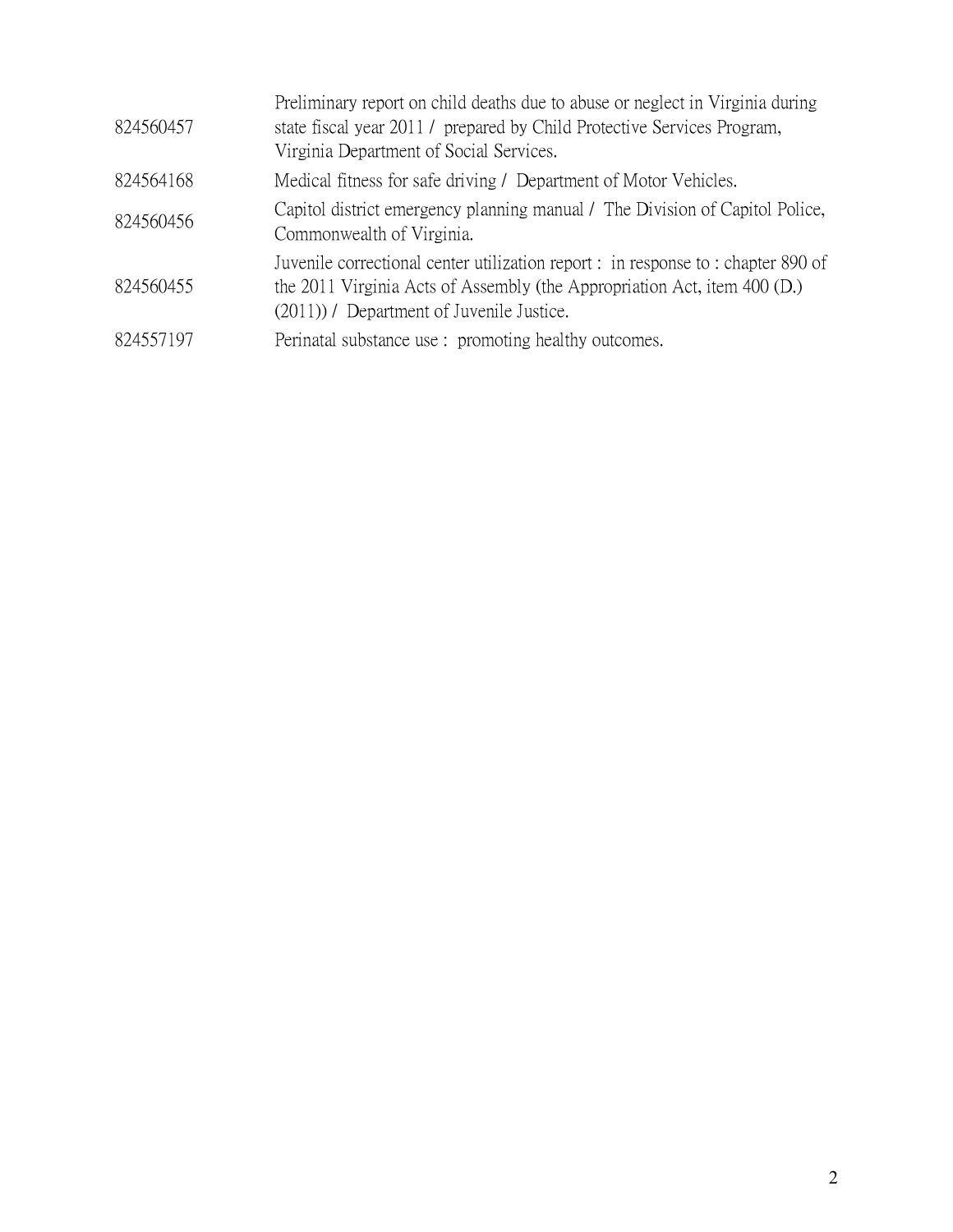| | |
|---|---|
| 824560457 | Preliminary report on child deaths due to abuse or neglect in Virginia during state fiscal year 2011 / prepared by Child Protective Services Program, Virginia Department of Social Services. |
| 824564168 | Medical fitness for safe driving / Department of Motor Vehicles. |
| 824560456 | Capitol district emergency planning manual / The Division of Capitol Police, Commonwealth of Virginia. |
| 824560455 | Juvenile correctional center utilization report : in response to : chapter 890 of the 2011 Virginia Acts of Assembly (the Appropriation Act, item 400 (D.) (2011)) / Department of Juvenile Justice. |
| 824557197 | Perinatal substance use : promoting healthy outcomes. |